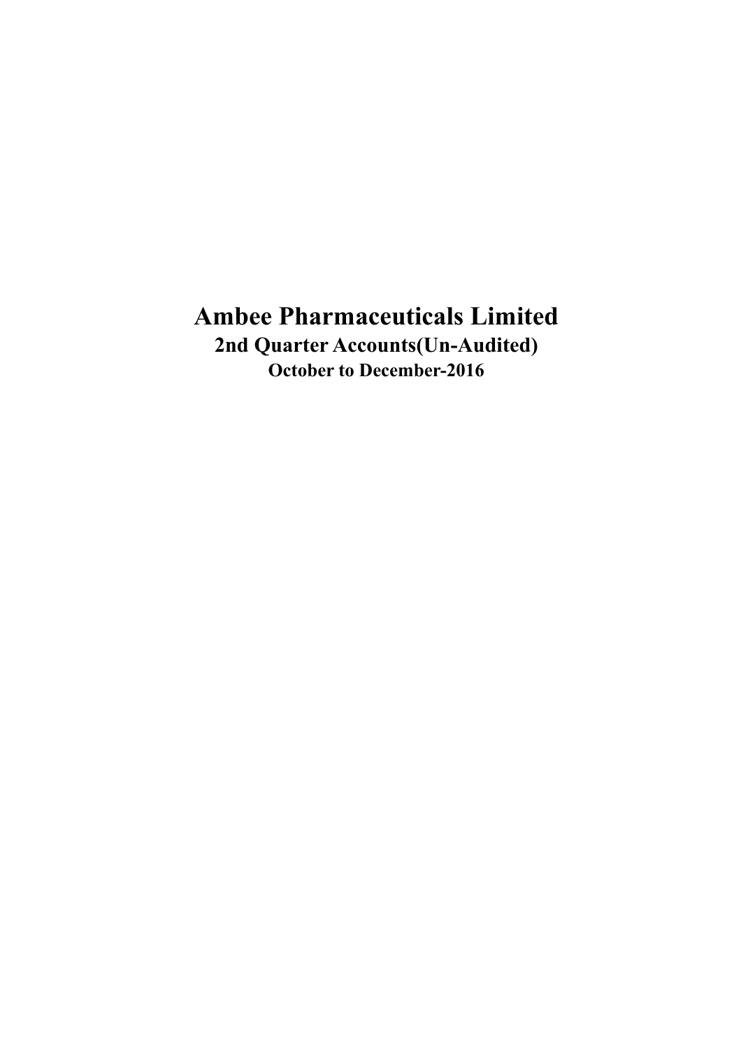# Ambee Pharmaceuticals Limited

## 2nd Quarter Accounts(Un-Audited)

### October to December-2016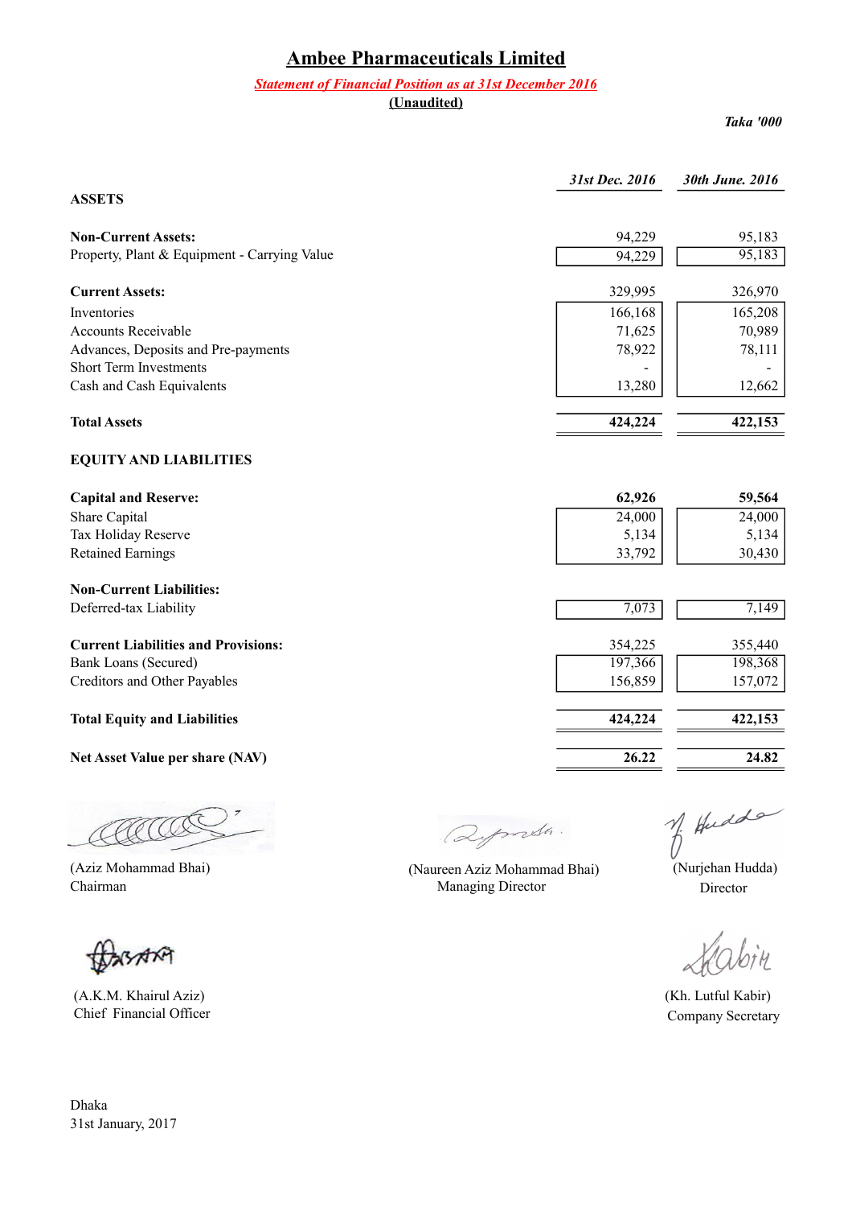# Ambee Pharmaceuticals Limited

***Statement of Financial Position as at 31st December 2016***

**(Unaudited)**

*Taka '000*

| | *31st Dec. 2016* | *30th June. 2016* |
|---|---|---|
| **ASSETS** | | |
| **Non-Current Assets:** | 94,229 | 95,183 |
| Property, Plant & Equipment - Carrying Value | 94,229 | 95,183 |
| **Current Assets:** | 329,995 | 326,970 |
| Inventories | 166,168 | 165,208 |
| Accounts Receivable | 71,625 | 70,989 |
| Advances, Deposits and Pre-payments | 78,922 | 78,111 |
| Short Term Investments | - | - |
| Cash and Cash Equivalents | 13,280 | 12,662 |
| **Total Assets** | **424,224** | **422,153** |
| **EQUITY AND LIABILITIES** | | |
| **Capital and Reserve:** | **62,926** | **59,564** |
| Share Capital | 24,000 | 24,000 |
| Tax Holiday Reserve | 5,134 | 5,134 |
| Retained Earnings | 33,792 | 30,430 |
| **Non-Current Liabilities:** | | |
| Deferred-tax Liability | 7,073 | 7,149 |
| **Current Liabilities and Provisions:** | 354,225 | 355,440 |
| Bank Loans (Secured) | 197,366 | 198,368 |
| Creditors and Other Payables | 156,859 | 157,072 |
| **Total Equity and Liabilities** | **424,224** | **422,153** |
| **Net Asset Value per share (NAV)** | **26.22** | **24.82** |

(Aziz Mohammad Bhai)
Chairman

(Naureen Aziz Mohammad Bhai)
Managing Director

(Nurjehan Hudda)
Director

(A.K.M. Khairul Aziz)
Chief Financial Officer

(Kh. Lutful Kabir)
Company Secretary

Dhaka
31st January, 2017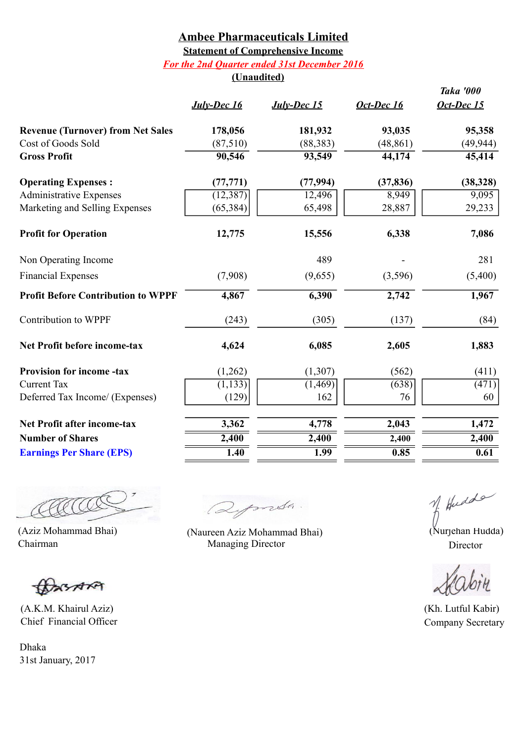# Ambee Pharmaceuticals Limited

## Statement of Comprehensive Income

*For the 2nd Quarter ended 31st December 2016*

**(Unaudited)**

*Taka '000*

| | *July-Dec 16* | *July-Dec 15* | *Oct-Dec 16* | *Oct-Dec 15* |
|---|---|---|---|---|
| **Revenue (Turnover) from Net Sales** | **178,056** | **181,932** | **93,035** | **95,358** |
| Cost of Goods Sold | (87,510) | (88,383) | (48,861) | (49,944) |
| **Gross Profit** | **90,546** | **93,549** | **44,174** | **45,414** |
| **Operating Expenses :** | **(77,771)** | **(77,994)** | **(37,836)** | **(38,328)** |
| Administrative Expenses | (12,387) | 12,496 | 8,949 | 9,095 |
| Marketing and Selling Expenses | (65,384) | 65,498 | 28,887 | 29,233 |
| **Profit for Operation** | **12,775** | **15,556** | **6,338** | **7,086** |
| Non Operating Income | | 489 | - | 281 |
| Financial Expenses | (7,908) | (9,655) | (3,596) | (5,400) |
| **Profit Before Contribution to WPPF** | **4,867** | **6,390** | **2,742** | **1,967** |
| Contribution to WPPF | (243) | (305) | (137) | (84) |
| **Net Profit before income-tax** | **4,624** | **6,085** | **2,605** | **1,883** |
| **Provision for income -tax** | (1,262) | (1,307) | (562) | (411) |
| Current Tax | (1,133) | (1,469) | (638) | (471) |
| Deferred Tax Income/ (Expenses) | (129) | 162 | 76 | 60 |
| **Net Profit after income-tax** | **3,362** | **4,778** | **2,043** | **1,472** |
| **Number of Shares** | **2,400** | **2,400** | **2,400** | **2,400** |
| **Earnings Per Share (EPS)** | **1.40** | **1.99** | **0.85** | **0.61** |

(Aziz Mohammad Bhai)
Chairman

(Naureen Aziz Mohammad Bhai)
Managing Director

(Nurjehan Hudda)
Director

(A.K.M. Khairul Aziz)
Chief Financial Officer

(Kh. Lutful Kabir)
Company Secretary

Dhaka
31st January, 2017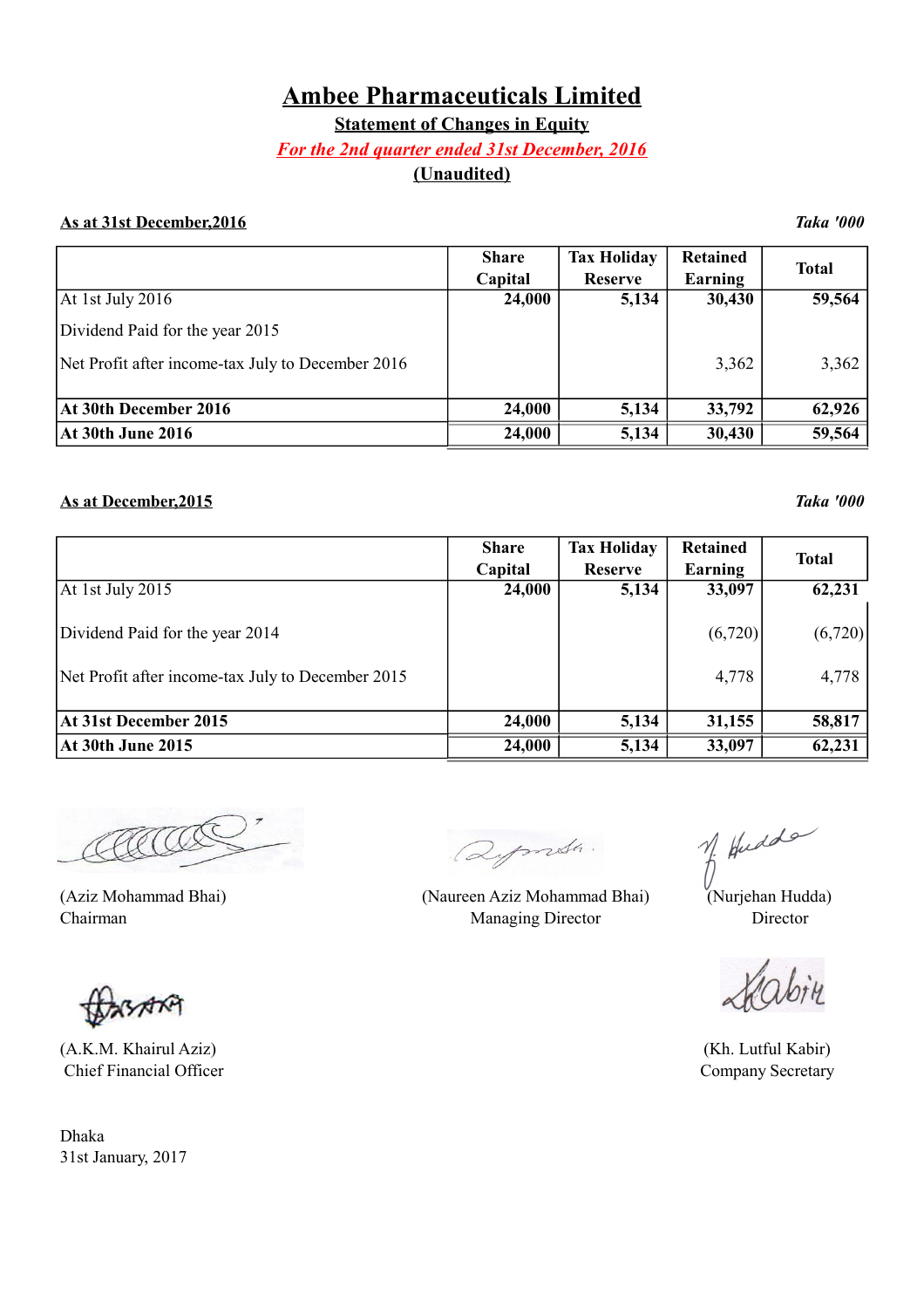# Ambee Pharmaceuticals Limited

**Statement of Changes in Equity**

***For the 2nd quarter ended 31st December, 2016***

**(Unaudited)**

**As at 31st December,2016** *Taka '000*

| | Share Capital | Tax Holiday Reserve | Retained Earning | Total |
|---|---|---|---|---|
| At 1st July 2016 | **24,000** | **5,134** | **30,430** | **59,564** |
| Dividend Paid for the year 2015 | | | | |
| Net Profit after income-tax July to December 2016 | | | 3,362 | 3,362 |
| **At 30th December 2016** | **24,000** | **5,134** | **33,792** | **62,926** |
| **At 30th June 2016** | **24,000** | **5,134** | **30,430** | **59,564** |

**As at December,2015** *Taka '000*

| | Share Capital | Tax Holiday Reserve | Retained Earning | Total |
|---|---|---|---|---|
| At 1st July 2015 | **24,000** | **5,134** | **33,097** | **62,231** |
| Dividend Paid for the year 2014 | | | (6,720) | (6,720) |
| Net Profit after income-tax July to December 2015 | | | 4,778 | 4,778 |
| **At 31st December 2015** | **24,000** | **5,134** | **31,155** | **58,817** |
| **At 30th June 2015** | **24,000** | **5,134** | **33,097** | **62,231** |

(Aziz Mohammad Bhai)
Chairman

(Naureen Aziz Mohammad Bhai)
Managing Director

(Nurjehan Hudda)
Director

(A.K.M. Khairul Aziz)
Chief Financial Officer

(Kh. Lutful Kabir)
Company Secretary

Dhaka
31st January, 2017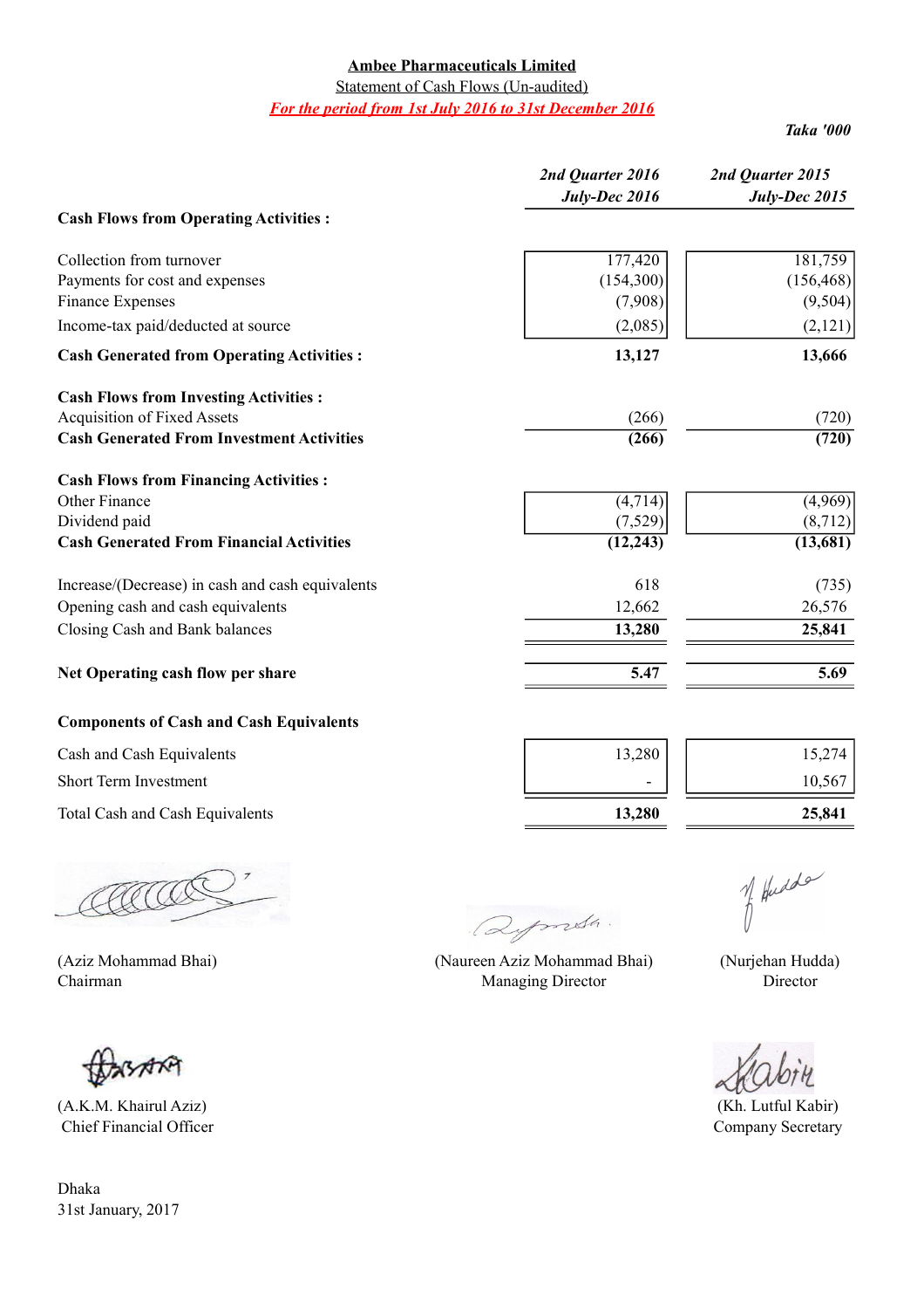**Ambee Pharmaceuticals Limited**

Statement of Cash Flows (Un-audited)

*For the period from 1st July 2016 to 31st December 2016*

*Taka '000*

| | 2nd Quarter 2016 July-Dec 2016 | 2nd Quarter 2015 July-Dec 2015 |
|---|---|---|
| **Cash Flows from Operating Activities :** | | |
| Collection from turnover | 177,420 | 181,759 |
| Payments for cost and expenses | (154,300) | (156,468) |
| Finance Expenses | (7,908) | (9,504) |
| Income-tax paid/deducted at source | (2,085) | (2,121) |
| **Cash Generated from Operating Activities :** | **13,127** | **13,666** |
| **Cash Flows from Investing Activities :** | | |
| Acquisition of Fixed Assets | (266) | (720) |
| **Cash Generated From Investment Activities** | **(266)** | **(720)** |
| **Cash Flows from Financing Activities :** | | |
| Other Finance | (4,714) | (4,969) |
| Dividend paid | (7,529) | (8,712) |
| **Cash Generated From Financial Activities** | **(12,243)** | **(13,681)** |
| Increase/(Decrease) in cash and cash equivalents | 618 | (735) |
| Opening cash and cash equivalents | 12,662 | 26,576 |
| Closing Cash and Bank balances | **13,280** | **25,841** |
| **Net Operating cash flow per share** | **5.47** | **5.69** |
| **Components of Cash and Cash Equivalents** | | |
| Cash and Cash Equivalents | 13,280 | 15,274 |
| Short Term Investment | - | 10,567 |
| Total Cash and Cash Equivalents | **13,280** | **25,841** |

(Aziz Mohammad Bhai)
Chairman

(Naureen Aziz Mohammad Bhai)
Managing Director

(Nurjehan Hudda)
Director

(A.K.M. Khairul Aziz)
Chief Financial Officer

(Kh. Lutful Kabir)
Company Secretary

Dhaka
31st January, 2017